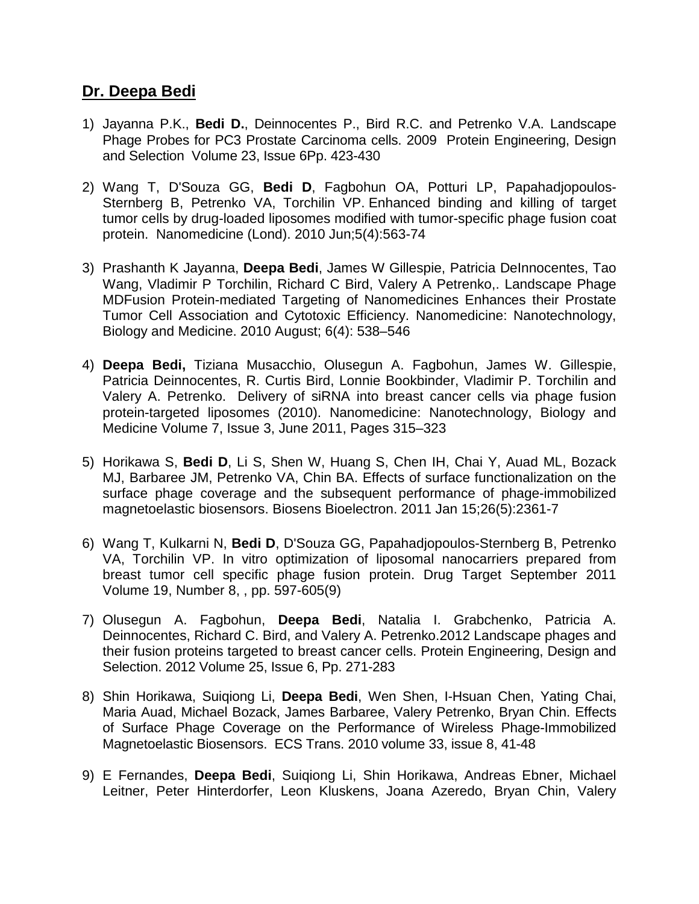## Dr. Deepa Bedi

1) Jayanna P.K., **Bedi D.**, Deinnocentes P., Bird R.C. and Petrenko V.A. Landscape Phage Probes for PC3 Prostate Carcinoma cells. 2009 Protein Engineering, Design and Selection Volume 23, Issue 6Pp. 423-430

2) Wang T, D'Souza GG, **Bedi D**, Fagbohun OA, Potturi LP, Papahadjopoulos-Sternberg B, Petrenko VA, Torchilin VP. Enhanced binding and killing of target tumor cells by drug-loaded liposomes modified with tumor-specific phage fusion coat protein. Nanomedicine (Lond). 2010 Jun;5(4):563-74

3) Prashanth K Jayanna, **Deepa Bedi**, James W Gillespie, Patricia DeInnocentes, Tao Wang, Vladimir P Torchilin, Richard C Bird, Valery A Petrenko,. Landscape Phage MDFusion Protein-mediated Targeting of Nanomedicines Enhances their Prostate Tumor Cell Association and Cytotoxic Efficiency. Nanomedicine: Nanotechnology, Biology and Medicine. 2010 August; 6(4): 538–546

4) **Deepa Bedi,** Tiziana Musacchio, Olusegun A. Fagbohun, James W. Gillespie, Patricia Deinnocentes, R. Curtis Bird, Lonnie Bookbinder, Vladimir P. Torchilin and Valery A. Petrenko. Delivery of siRNA into breast cancer cells via phage fusion protein-targeted liposomes (2010). Nanomedicine: Nanotechnology, Biology and Medicine Volume 7, Issue 3, June 2011, Pages 315–323

5) Horikawa S, **Bedi D**, Li S, Shen W, Huang S, Chen IH, Chai Y, Auad ML, Bozack MJ, Barbaree JM, Petrenko VA, Chin BA. Effects of surface functionalization on the surface phage coverage and the subsequent performance of phage-immobilized magnetoelastic biosensors. Biosens Bioelectron. 2011 Jan 15;26(5):2361-7

6) Wang T, Kulkarni N, **Bedi D**, D'Souza GG, Papahadjopoulos-Sternberg B, Petrenko VA, Torchilin VP. In vitro optimization of liposomal nanocarriers prepared from breast tumor cell specific phage fusion protein. Drug Target September 2011 Volume 19, Number 8, , pp. 597-605(9)

7) Olusegun A. Fagbohun, **Deepa Bedi**, Natalia I. Grabchenko, Patricia A. Deinnocentes, Richard C. Bird, and Valery A. Petrenko.2012 Landscape phages and their fusion proteins targeted to breast cancer cells. Protein Engineering, Design and Selection. 2012 Volume 25, Issue 6, Pp. 271-283

8) Shin Horikawa, Suiqiong Li, **Deepa Bedi**, Wen Shen, I-Hsuan Chen, Yating Chai, Maria Auad, Michael Bozack, James Barbaree, Valery Petrenko, Bryan Chin. Effects of Surface Phage Coverage on the Performance of Wireless Phage-Immobilized Magnetoelastic Biosensors. ECS Trans. 2010 volume 33, issue 8, 41-48

9) E Fernandes, **Deepa Bedi**, Suiqiong Li, Shin Horikawa, Andreas Ebner, Michael Leitner, Peter Hinterdorfer, Leon Kluskens, Joana Azeredo, Bryan Chin, Valery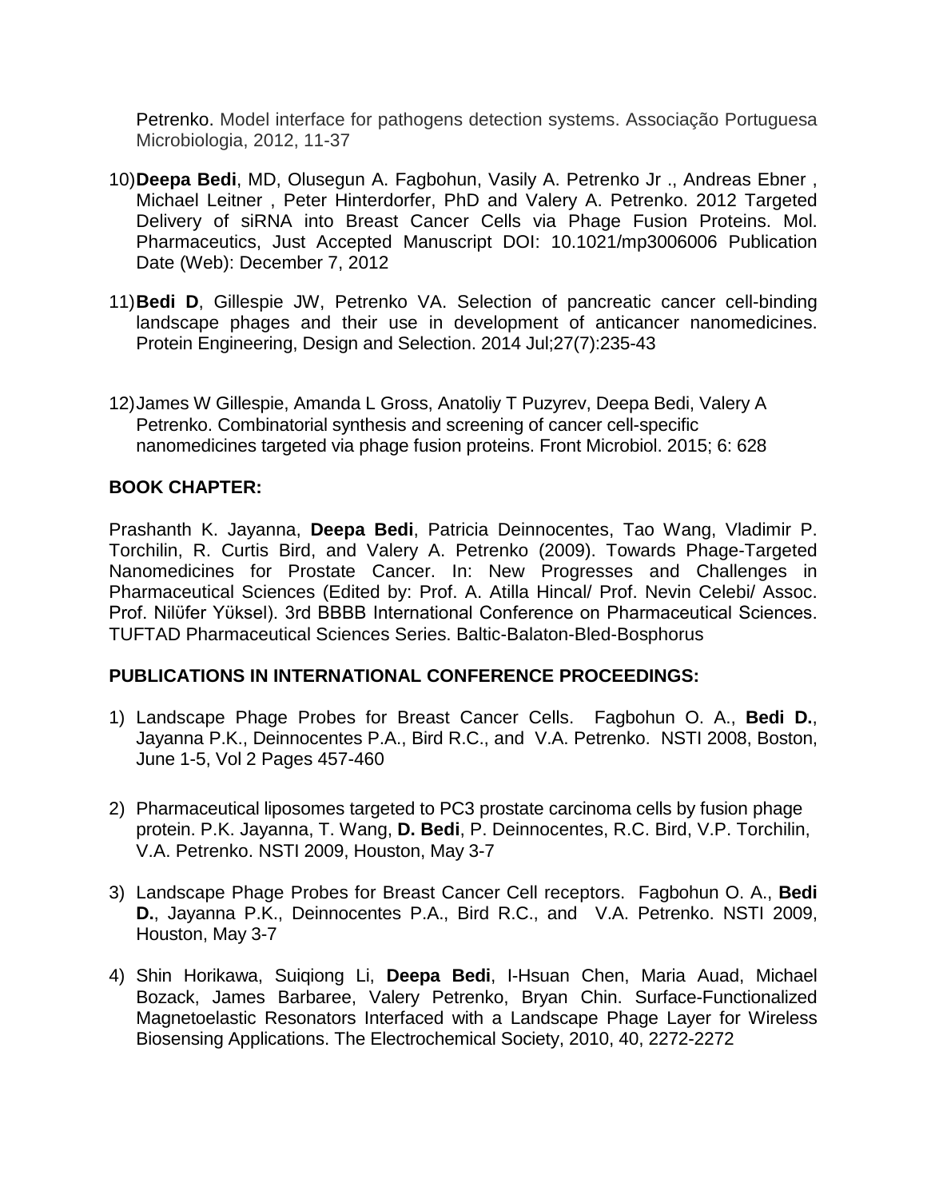Petrenko. Model interface for pathogens detection systems. Associação Portuguesa Microbiologia, 2012, 11-37

10) **Deepa Bedi**, MD, Olusegun A. Fagbohun, Vasily A. Petrenko Jr ., Andreas Ebner , Michael Leitner , Peter Hinterdorfer, PhD and Valery A. Petrenko. 2012 Targeted Delivery of siRNA into Breast Cancer Cells via Phage Fusion Proteins. Mol. Pharmaceutics, Just Accepted Manuscript DOI: 10.1021/mp3006006 Publication Date (Web): December 7, 2012

11) **Bedi D**, Gillespie JW, Petrenko VA. Selection of pancreatic cancer cell-binding landscape phages and their use in development of anticancer nanomedicines. Protein Engineering, Design and Selection. 2014 Jul;27(7):235-43

12) James W Gillespie, Amanda L Gross, Anatoliy T Puzyrev, Deepa Bedi, Valery A Petrenko. Combinatorial synthesis and screening of cancer cell-specific nanomedicines targeted via phage fusion proteins. Front Microbiol. 2015; 6: 628

## BOOK CHAPTER:

Prashanth K. Jayanna, **Deepa Bedi**, Patricia Deinnocentes, Tao Wang, Vladimir P. Torchilin, R. Curtis Bird, and Valery A. Petrenko (2009). Towards Phage-Targeted Nanomedicines for Prostate Cancer. In: New Progresses and Challenges in Pharmaceutical Sciences (Edited by: Prof. A. Atilla Hincal/ Prof. Nevin Celebi/ Assoc. Prof. Nilüfer Yüksel). 3rd BBBB International Conference on Pharmaceutical Sciences. TUFTAD Pharmaceutical Sciences Series. Baltic-Balaton-Bled-Bosphorus

## PUBLICATIONS IN INTERNATIONAL CONFERENCE PROCEEDINGS:

1) Landscape Phage Probes for Breast Cancer Cells. Fagbohun O. A., **Bedi D.**, Jayanna P.K., Deinnocentes P.A., Bird R.C., and V.A. Petrenko. NSTI 2008, Boston, June 1-5, Vol 2 Pages 457-460

2) Pharmaceutical liposomes targeted to PC3 prostate carcinoma cells by fusion phage protein. P.K. Jayanna, T. Wang, **D. Bedi**, P. Deinnocentes, R.C. Bird, V.P. Torchilin, V.A. Petrenko. NSTI 2009, Houston, May 3-7

3) Landscape Phage Probes for Breast Cancer Cell receptors. Fagbohun O. A., **Bedi D.**, Jayanna P.K., Deinnocentes P.A., Bird R.C., and V.A. Petrenko. NSTI 2009, Houston, May 3-7

4) Shin Horikawa, Suiqiong Li, **Deepa Bedi**, I-Hsuan Chen, Maria Auad, Michael Bozack, James Barbaree, Valery Petrenko, Bryan Chin. Surface-Functionalized Magnetoelastic Resonators Interfaced with a Landscape Phage Layer for Wireless Biosensing Applications. The Electrochemical Society, 2010, 40, 2272-2272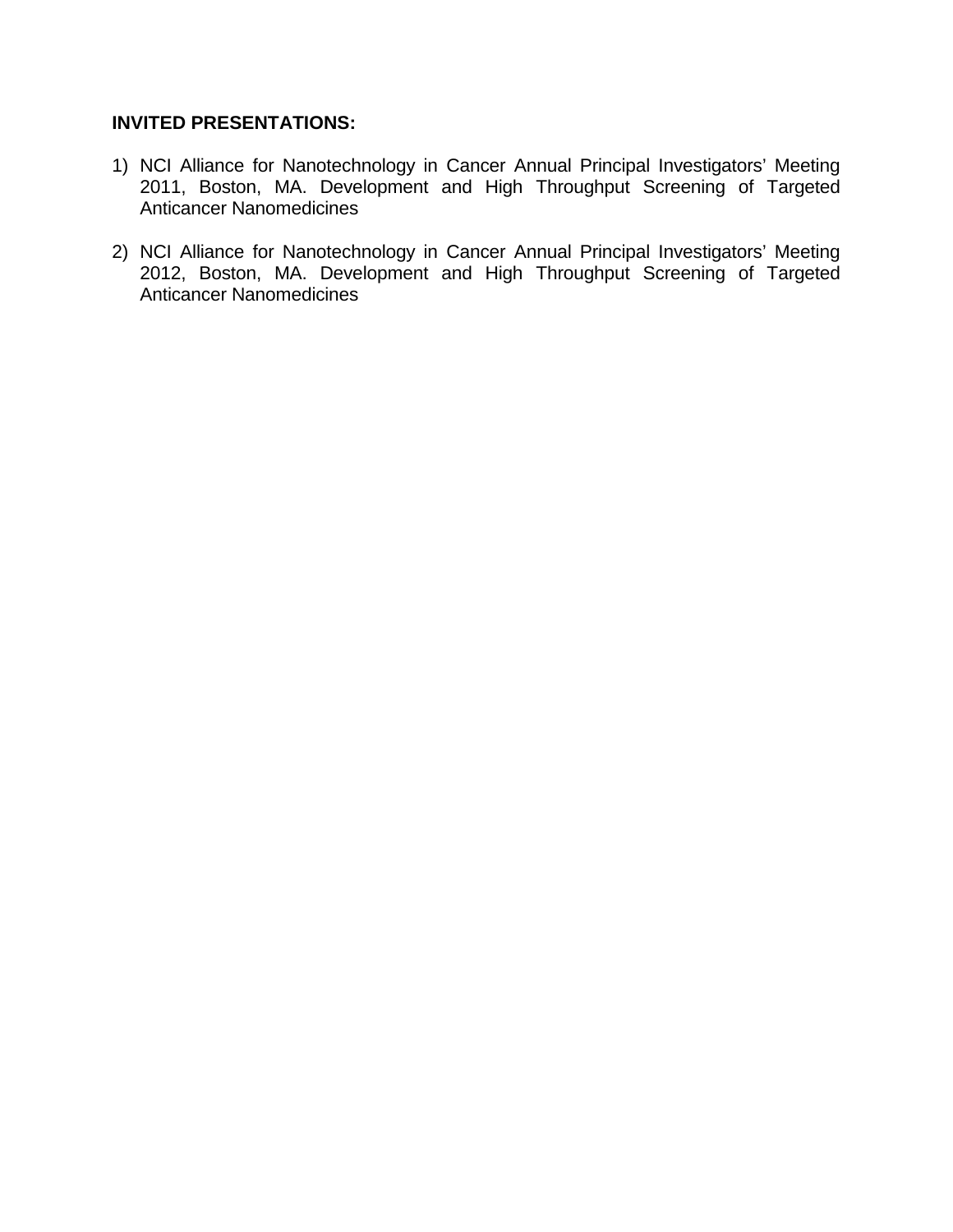**INVITED PRESENTATIONS:**

1) NCI Alliance for Nanotechnology in Cancer Annual Principal Investigators' Meeting 2011, Boston, MA. Development and High Throughput Screening of Targeted Anticancer Nanomedicines

2) NCI Alliance for Nanotechnology in Cancer Annual Principal Investigators' Meeting 2012, Boston, MA. Development and High Throughput Screening of Targeted Anticancer Nanomedicines